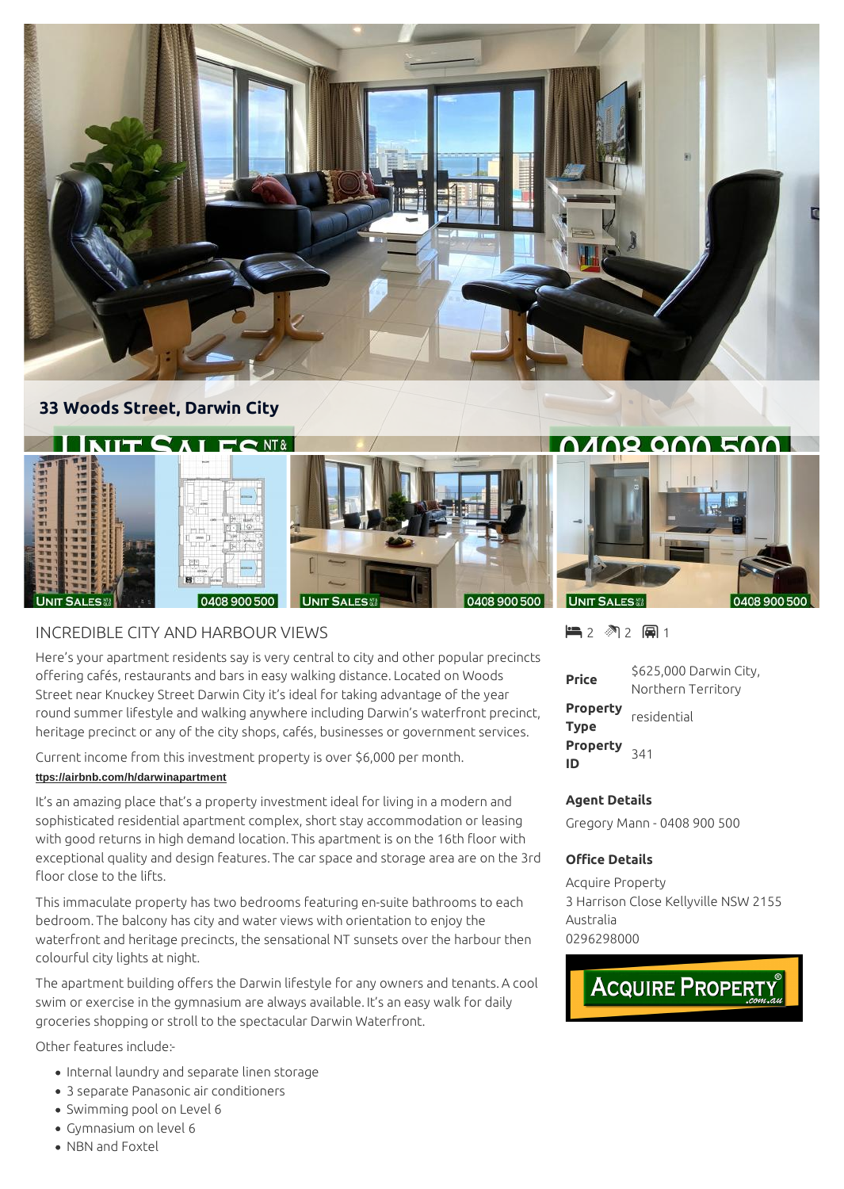**33 Woods Street, Darwin City**

## INCREDIBLE CITY AND HARBOUR VIEWS

Here's your apartment residents say is very central to city and other popular precincts offering cafés, restaurants and bars in easy walking distance. Located on Woods Street near Knuckey Street Darwin City it's ideal for taking advantage of the year round summer lifestyle and walking anywhere including Darwin's waterfront precinct, heritage precinct or any of the city shops, cafés, businesses or government services.

Current income from this investment property is over $6,000 per month.

**ttps://airbnb.com/h/darwinapartment**

It's an amazing place that's a property investment ideal for living in a modern and sophisticated residential apartment complex, short stay accommodation or leasing with good returns in high demand location. This apartment is on the 16th floor with exceptional quality and design features. The car space and storage area are on the 3rd floor close to the lifts.

This immaculate property has two bedrooms featuring en-suite bathrooms to each bedroom. The balcony has city and water views with orientation to enjoy the waterfront and heritage precincts, the sensational NT sunsets over the harbour then colourful city lights at night.

The apartment building offers the Darwin lifestyle for any owners and tenants. A cool swim or exercise in the gymnasium are always available. It's an easy walk for daily groceries shopping or stroll to the spectacular Darwin Waterfront.

Other features include:-

- Internal laundry and separate linen storage
- 3 separate Panasonic air conditioners
- Swimming pool on Level 6
- Gymnasium on level 6
- NBN and Foxtel

2 2 1

| | |
|---|---|
| **Price** | $625,000 Darwin City, Northern Territory |
| **Property Type** | residential |
| **Property ID** | 341 |

### Agent Details

Gregory Mann - 0408 900 500

### Office Details

Acquire Property
3 Harrison Close Kellyville NSW 2155
Australia
0296298000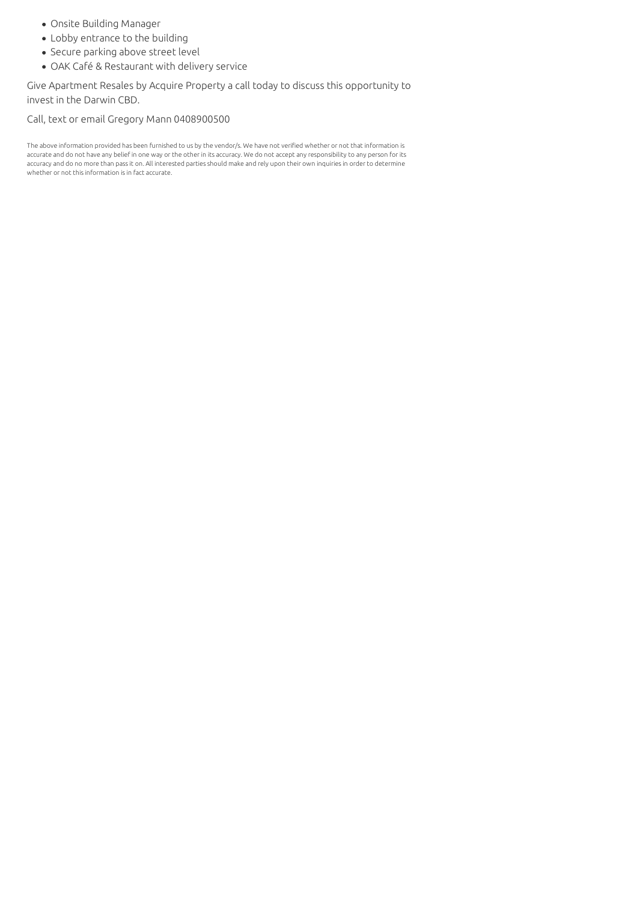- Onsite Building Manager
- Lobby entrance to the building
- Secure parking above street level
- OAK Café & Restaurant with delivery service

Give Apartment Resales by Acquire Property a call today to discuss this opportunity to invest in the Darwin CBD.

Call, text or email Gregory Mann 0408900500

The above information provided has been furnished to us by the vendor/s. We have not verified whether or not that information is accurate and do not have any belief in one way or the other in its accuracy. We do not accept any responsibility to any person for its accuracy and do no more than pass it on. All interested parties should make and rely upon their own inquiries in order to determine whether or not this information is in fact accurate.